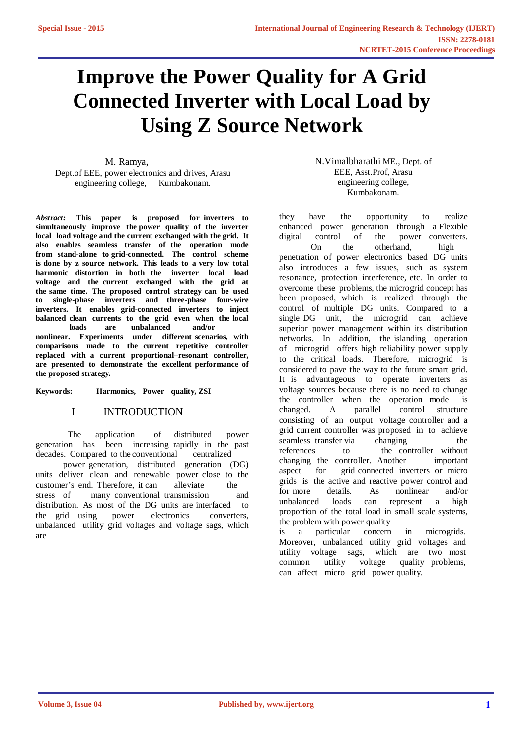# Improve the Power Quality for A Grid Connected Inverter with Local Load by Using Z Source Network

M. Ramya,
Dept.of EEE, power electronics and drives, Arasu engineering college, Kumbakonam.

N.Vimalbharathi ME., Dept. of EEE, Asst.Prof, Arasu engineering college, Kumbakonam.

***Abstract:*** **This paper is proposed for inverters to simultaneously improve the power quality of the inverter local load voltage and the current exchanged with the grid. It also enables seamless transfer of the operation mode from stand-alone to grid-connected. The control scheme is done by z source network. This leads to a very low total harmonic distortion in both the inverter local load voltage and the current exchanged with the grid at the same time. The proposed control strategy can be used to single-phase inverters and three-phase four-wire inverters. It enables grid-connected inverters to inject balanced clean currents to the grid even when the local loads are unbalanced and/or nonlinear. Experiments under different scenarios, with comparisons made to the current repetitive controller replaced with a current proportional–resonant controller, are presented to demonstrate the excellent performance of the proposed strategy.**

**Keywords: Harmonics, Power quality, ZSI**

## I INTRODUCTION

The application of distributed power generation has been increasing rapidly in the past decades. Compared to the conventional centralized power generation, distributed generation (DG) units deliver clean and renewable power close to the customer's end. Therefore, it can alleviate the stress of many conventional transmission and distribution. As most of the DG units are interfaced to the grid using power electronics converters, unbalanced utility grid voltages and voltage sags, which are they have the opportunity to realize enhanced power generation through a Flexible digital control of the power converters.

On the otherhand, high penetration of power electronics based DG units also introduces a few issues, such as system resonance, protection interference, etc. In order to overcome these problems, the microgrid concept has been proposed, which is realized through the control of multiple DG units. Compared to a single DG unit, the microgrid can achieve superior power management within its distribution networks. In addition, the islanding operation of microgrid offers high reliability power supply to the critical loads. Therefore, microgrid is considered to pave the way to the future smart grid. It is advantageous to operate inverters as voltage sources because there is no need to change the controller when the operation mode is changed. A parallel control structure consisting of an output voltage controller and a grid current controller was proposed in to achieve seamless transfer via changing the references to the controller without changing the controller. Another important aspect for grid connected inverters or micro grids is the active and reactive power control and for more details. As nonlinear and/or unbalanced loads can represent a high proportion of the total load in small scale systems, the problem with power quality is a particular concern in micrograds. Moreover, unbalanced utility grid voltages and utility voltage sags, which are two most common utility voltage quality problems, can affect micro grid power quality.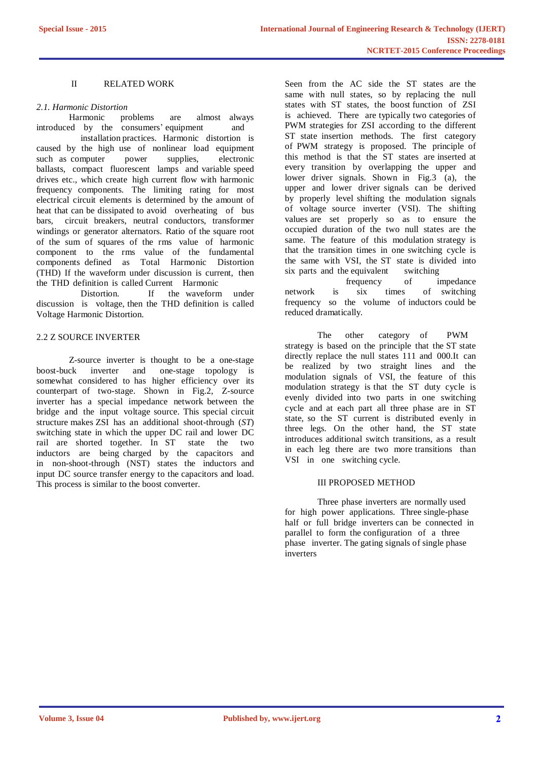## II RELATED WORK

### *2.1. Harmonic Distortion*

Harmonic problems are almost always introduced by the consumers' equipment and installation practices. Harmonic distortion is caused by the high use of nonlinear load equipment such as computer power supplies, electronic ballasts, compact fluorescent lamps and variable speed drives etc., which create high current flow with harmonic frequency components. The limiting rating for most electrical circuit elements is determined by the amount of heat that can be dissipated to avoid overheating of bus bars, circuit breakers, neutral conductors, transformer windings or generator alternators. Ratio of the square root of the sum of squares of the rms value of harmonic component to the rms value of the fundamental components defined as Total Harmonic Distortion (THD) If the waveform under discussion is current, then the THD definition is called Current Harmonic Distortion. If the waveform under discussion is voltage, then the THD definition is called Voltage Harmonic Distortion.

### 2.2 Z SOURCE INVERTER

Z-source inverter is thought to be a one-stage boost-buck inverter and one-stage topology is somewhat considered to has higher efficiency over its counterpart of two-stage. Shown in Fig.2, Z-source inverter has a special impedance network between the bridge and the input voltage source. This special circuit structure makes ZSI has an additional shoot-through (*ST*) switching state in which the upper DC rail and lower DC rail are shorted together. In ST state the two inductors are being charged by the capacitors and in non-shoot-through (NST) states the inductors and input DC source transfer energy to the capacitors and load. This process is similar to the boost converter.

Seen from the AC side the ST states are the same with null states, so by replacing the null states with ST states, the boost function of ZSI is achieved. There are typically two categories of PWM strategies for ZSI according to the different ST state insertion methods. The first category of PWM strategy is proposed. The principle of this method is that the ST states are inserted at every transition by overlapping the upper and lower driver signals. Shown in Fig.3 (a), the upper and lower driver signals can be derived by properly level shifting the modulation signals of voltage source inverter (VSI). The shifting values are set properly so as to ensure the occupied duration of the two null states are the same. The feature of this modulation strategy is that the transition times in one switching cycle is the same with VSI, the ST state is divided into six parts and the equivalent switching frequency of impedance network is six times of switching frequency so the volume of inductors could be reduced dramatically.

The other category of PWM strategy is based on the principle that the ST state directly replace the null states 111 and 000.It can be realized by two straight lines and the modulation signals of VSI, the feature of this modulation strategy is that the ST duty cycle is evenly divided into two parts in one switching cycle and at each part all three phase are in ST state, so the ST current is distributed evenly in three legs. On the other hand, the ST state introduces additional switch transitions, as a result in each leg there are two more transitions than VSI in one switching cycle.

## III PROPOSED METHOD

Three phase inverters are normally used for high power applications. Three single-phase half or full bridge inverters can be connected in parallel to form the configuration of a three phase inverter. The gating signals of single phase inverters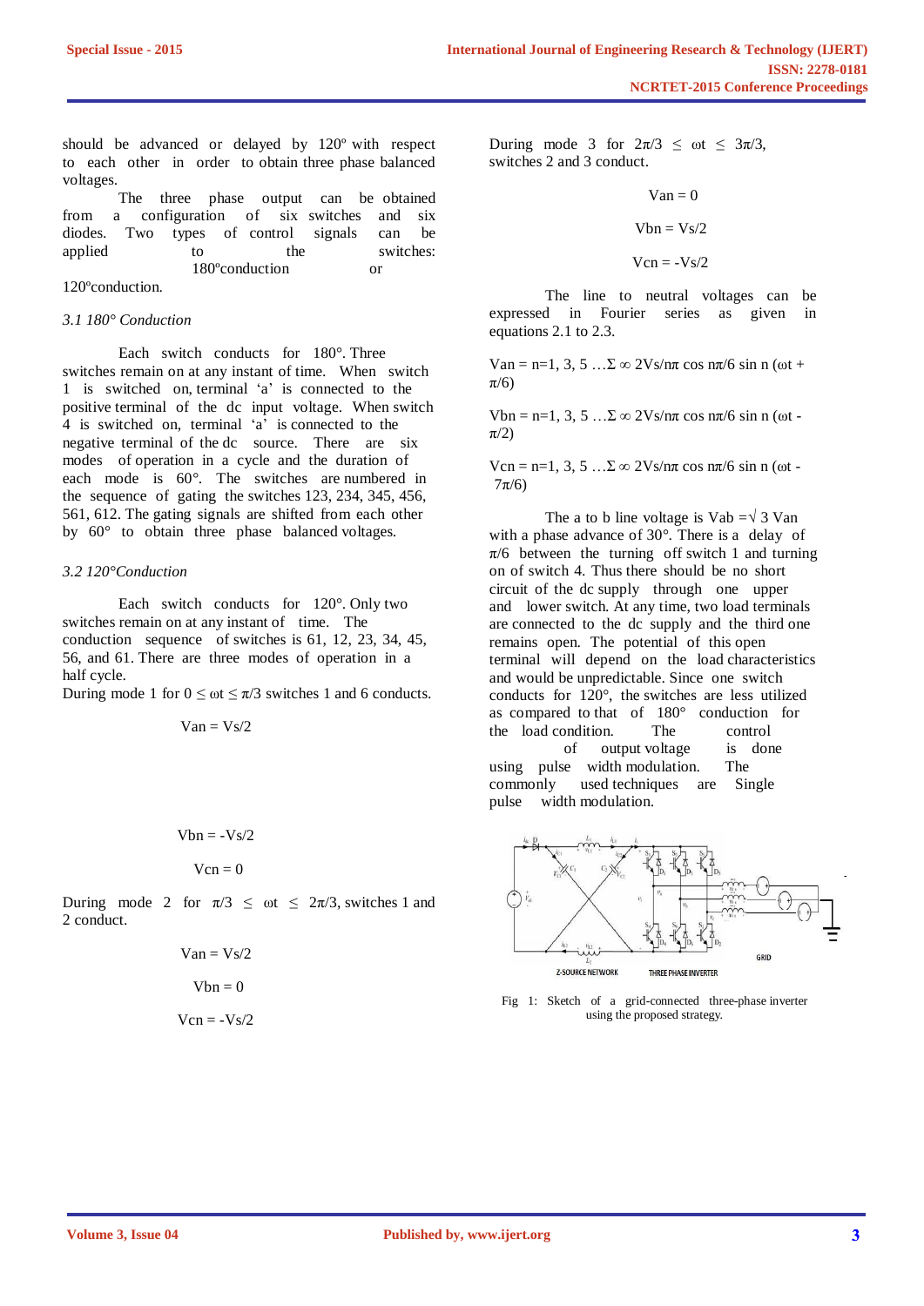should be advanced or delayed by 120º with respect to each other in order to obtain three phase balanced voltages.

The three phase output can be obtained from a configuration of six switches and six diodes. Two types of control signals can be applied to the switches: 180ºconduction or 120ºconduction.

### *3.1 180° Conduction*

Each switch conducts for 180°. Three switches remain on at any instant of time. When switch 1 is switched on, terminal 'a' is connected to the positive terminal of the dc input voltage. When switch 4 is switched on, terminal 'a' is connected to the negative terminal of the dc source. There are six modes of operation in a cycle and the duration of each mode is 60°. The switches are numbered in the sequence of gating the switches 123, 234, 345, 456, 561, 612. The gating signals are shifted from each other by 60° to obtain three phase balanced voltages.

### *3.2 120°Conduction*

Each switch conducts for 120°. Only two switches remain on at any instant of time. The conduction sequence of switches is 61, 12, 23, 34, 45, 56, and 61. There are three modes of operation in a half cycle.

During mode 1 for $0 \le \omega t \le \pi/3$ switches 1 and 6 conducts.

$$V_{an} = V_s/2$$

$$V_{bn} = -V_s/2$$

$$V_{cn} = 0$$

During mode 2 for $\pi/3 \le \omega t \le 2\pi/3$, switches 1 and 2 conduct.

$$V_{an} = V_s/2$$

$$V_{bn} = 0$$

$$V_{cn} = -V_s/2$$

During mode 3 for $2\pi/3 \le \omega t \le 3\pi/3$, switches 2 and 3 conduct.

$$V_{an} = 0$$

$$V_{bn} = V_s/2$$

$$V_{cn} = -V_s/2$$

The line to neutral voltages can be expressed in Fourier series as given in equations 2.1 to 2.3.

$$V_{an} = \sum_{n=1,3,5\ldots}^{\infty} \frac{2V_s}{n\pi} \cos\frac{n\pi}{6} \sin n\left(\omega t + \pi/6\right)$$

$$V_{bn} = \sum_{n=1,3,5\ldots}^{\infty} \frac{2V_s}{n\pi} \cos\frac{n\pi}{6} \sin n\left(\omega t - \pi/2\right)$$

$$V_{cn} = \sum_{n=1,3,5\ldots}^{\infty} \frac{2V_s}{n\pi} \cos\frac{n\pi}{6} \sin n\left(\omega t - 7\pi/6\right)$$

The a to b line voltage is $V_{ab} = \sqrt{3}\, V_{an}$ with a phase advance of 30°. There is a delay of $\pi/6$ between the turning off switch 1 and turning on of switch 4. Thus there should be no short circuit of the dc supply through one upper and lower switch. At any time, two load terminals are connected to the dc supply and the third one remains open. The potential of this open terminal will depend on the load characteristics and would be unpredictable. Since one switch conducts for 120°, the switches are less utilized as compared to that of 180° conduction for the load condition. The control of output voltage is done using pulse width modulation. The commonly used techniques are Single pulse width modulation.

Fig 1: Sketch of a grid-connected three-phase inverter using the proposed strategy.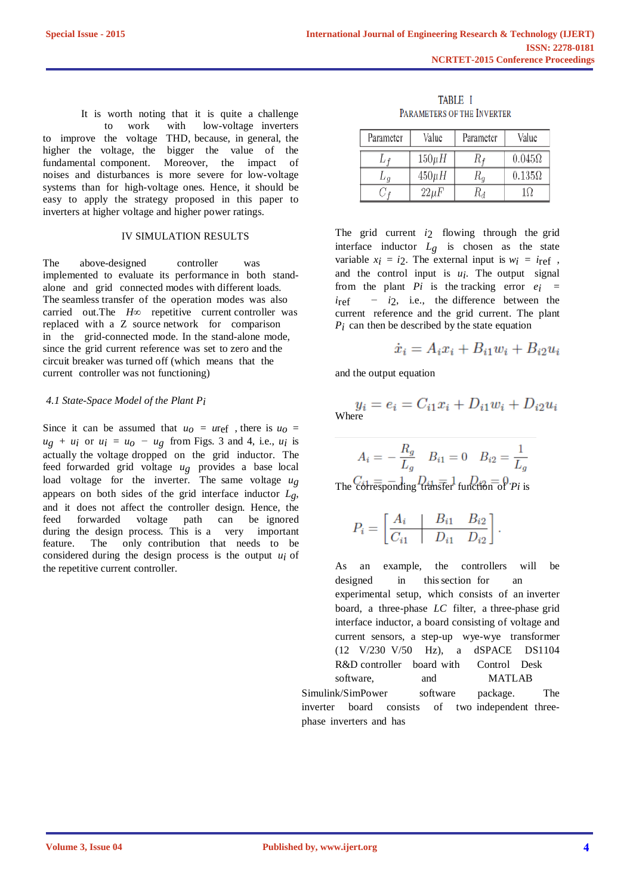It is worth noting that it is quite a challenge to work with low-voltage inverters to improve the voltage THD, because, in general, the higher the voltage, the bigger the value of the fundamental component. Moreover, the impact of noises and disturbances is more severe for low-voltage systems than for high-voltage ones. Hence, it should be easy to apply the strategy proposed in this paper to inverters at higher voltage and higher power ratings.

## IV SIMULATION RESULTS

The above-designed controller was implemented to evaluate its performance in both stand-alone and grid connected modes with different loads. The seamless transfer of the operation modes was also carried out.The $H\infty$ repetitive current controller was replaced with a Z source network for comparison in the grid-connected mode. In the stand-alone mode, since the grid current reference was set to zero and the circuit breaker was turned off (which means that the current controller was not functioning)

### *4.1 State-Space Model of the Plant $P_i$*

Since it can be assumed that $u_o = u_{ref}$ , there is $u_o = u_g + u_i$ or $u_i = u_o - u_g$ from Figs. 3 and 4, i.e., $u_i$ is actually the voltage dropped on the grid inductor. The feed forwarded grid voltage $u_g$ provides a base local load voltage for the inverter. The same voltage $u_g$ appears on both sides of the grid interface inductor $L_g$, and it does not affect the controller design. Hence, the feed forwarded voltage path can be ignored during the design process. This is a very important feature. The only contribution that needs to be considered during the design process is the output $u_i$ of the repetitive current controller.

TABLE I
PARAMETERS OF THE INVERTER

| Parameter | Value | Parameter | Value |
|---|---|---|---|
| $L_f$ | $150\mu H$ | $R_f$ | $0.045\Omega$ |
| $L_g$ | $450\mu H$ | $R_g$ | $0.135\Omega$ |
| $C_f$ | $22\mu F$ | $R_d$ | $1\Omega$ |

The grid current $i_2$ flowing through the grid interface inductor $L_g$ is chosen as the state variable $x_i = i_2$. The external input is $w_i = i_{ref}$ , and the control input is $u_i$. The output signal from the plant $P_i$ is the tracking error $e_i = i_{ref} - i_2$, i.e., the difference between the current reference and the grid current. The plant $P_i$ can then be described by the state equation

$$\dot{x}_i = A_i x_i + B_{i1} w_i + B_{i2} u_i$$

and the output equation

$$y_i = e_i = C_{i1} x_i + D_{i1} w_i + D_{i2} u_i$$

Where

$$A_i = -\frac{R_g}{L_g} \quad B_{i1} = 0 \quad B_{i2} = \frac{1}{L_g}$$

$$C_{i1} = -1, \quad D_{i1} = 1, \quad D_{i2} = 0.$$

The corresponding transfer function of $P_i$ is

$$P_i = \left[\begin{array}{c|cc} A_i & B_{i1} & B_{i2} \\ \hline C_{i1} & D_{i1} & D_{i2} \end{array}\right].$$

As an example, the controllers will be designed in this section for an experimental setup, which consists of an inverter board, a three-phase $LC$ filter, a three-phase grid interface inductor, a board consisting of voltage and current sensors, a step-up wye-wye transformer (12 V/230 V/50 Hz), a dSPACE DS1104 R&D controller board with Control Desk software, and MATLAB Simulink/SimPower software package. The inverter board consists of two independent three-phase inverters and has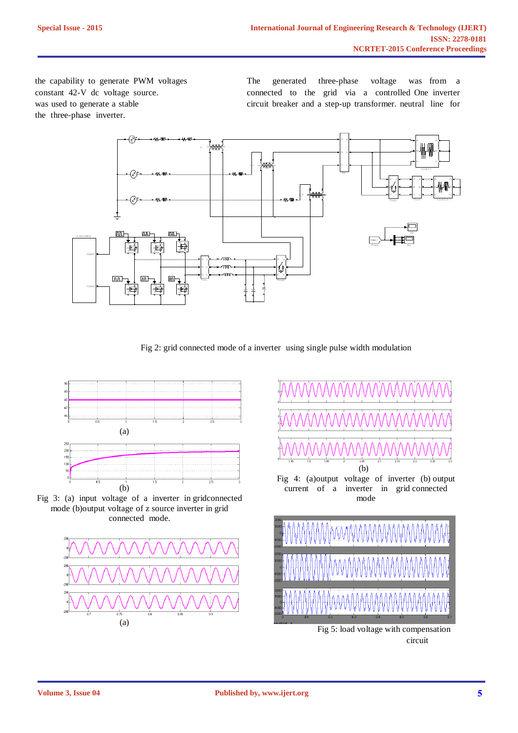the capability to generate PWM voltages constant 42-V dc voltage source. was used to generate a stable the three-phase inverter.

The generated three-phase voltage was from a connected to the grid via a controlled One inverter circuit breaker and a step-up transformer. neutral line for

Fig 2: grid connected mode of a inverter using single pulse width modulation

(a)

(b)

Fig 3: (a) input voltage of a inverter in gridconnected mode (b)output voltage of z source inverter in grid connected mode.

(a)

(b)

Fig 4: (a)output voltage of inverter (b) output current of a inverter in grid connected mode

Fig 5: load voltage with compensation circuit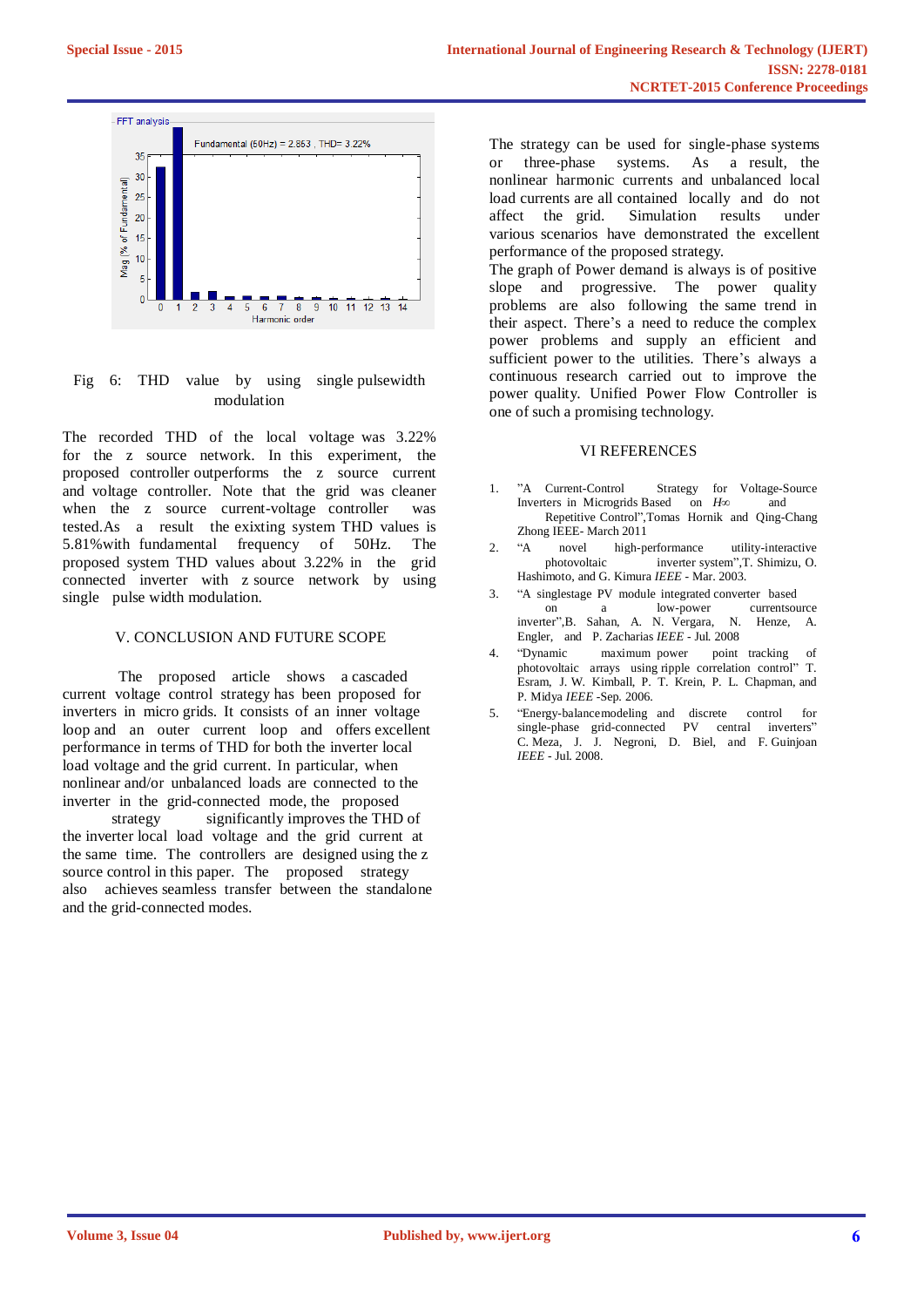FFT analysis

Fundamental (60Hz) = 2.853 , THD= 3.22%

Mag (% of Fundamental)

35
30
25
20
15
10
5
0

0 1 2 3 4 5 6 7 8 9 10 11 12 13 14

Harmonic order

Fig 6: THD value by using single pulsewidth modulation

The recorded THD of the local voltage was 3.22% for the z source network. In this experiment, the proposed controller outperforms the z source current and voltage controller. Note that the grid was cleaner when the z source current-voltage controller was tested.As a result the exixting system THD values is 5.81%with fundamental frequency of 50Hz. The proposed system THD values about 3.22% in the grid connected inverter with z source network by using single pulse width modulation.

## V. CONCLUSION AND FUTURE SCOPE

The proposed article shows a cascaded current voltage control strategy has been proposed for inverters in micro grids. It consists of an inner voltage loop and an outer current loop and offers excellent performance in terms of THD for both the inverter local load voltage and the grid current. In particular, when nonlinear and/or unbalanced loads are connected to the inverter in the grid-connected mode, the proposed strategy significantly improves the THD of the inverter local load voltage and the grid current at the same time. The controllers are designed using the z source control in this paper. The proposed strategy also achieves seamless transfer between the standalone and the grid-connected modes.

The strategy can be used for single-phase systems or three-phase systems. As a result, the nonlinear harmonic currents and unbalanced local load currents are all contained locally and do not affect the grid. Simulation results under various scenarios have demonstrated the excellent performance of the proposed strategy.

The graph of Power demand is always is of positive slope and progressive. The power quality problems are also following the same trend in their aspect. There's a need to reduce the complex power problems and supply an efficient and sufficient power to the utilities. There's always a continuous research carried out to improve the power quality. Unified Power Flow Controller is one of such a promising technology.

## VI REFERENCES

1. "A Current-Control Strategy for Voltage-Source Inverters in Microgrids Based on *H∞* and Repetitive Control",Tomas Hornik and Qing-Chang Zhong IEEE- March 2011
2. "A novel high-performance utility-interactive photovoltaic inverter system",T. Shimizu, O. Hashimoto, and G. Kimura *IEEE* - Mar. 2003.
3. "A singlestage PV module integrated converter based on a low-power currentsource inverter",B. Sahan, A. N. Vergara, N. Henze, A. Engler, and P. Zacharias *IEEE* - Jul. 2008
4. "Dynamic maximum power point tracking of photovoltaic arrays using ripple correlation control" T. Esram, J. W. Kimball, P. T. Krein, P. L. Chapman, and P. Midya *IEEE* -Sep. 2006.
5. "Energy-balancemodeling and discrete control for single-phase grid-connected PV central inverters" C. Meza, J. J. Negroni, D. Biel, and F. Guinjoan *IEEE* - Jul. 2008.